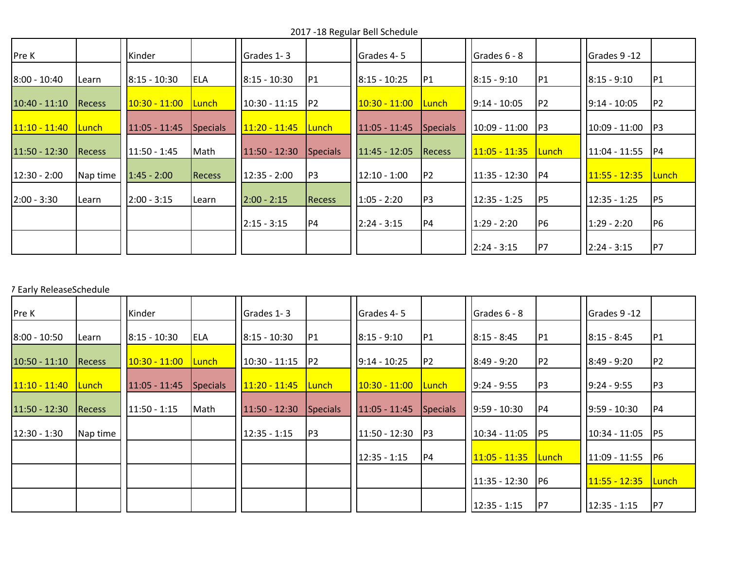## 2017 -18 Regular Bell Schedule

| Pre K | | Kinder | | Grades 1- 3 | | Grades 4- 5 | | Grades 6 - 8 | | Grades 9 -12 | |
|---|---|---|---|---|---|---|---|---|---|---|---|
| 8:00 - 10:40 | Learn | 8:15 - 10:30 | ELA | 8:15 - 10:30 | P1 | 8:15 - 10:25 | P1 | 8:15 - 9:10 | P1 | 8:15 - 9:10 | P1 |
| 10:40 - 11:10 | Recess | 10:30 - 11:00 | Lunch | 10:30 - 11:15 | P2 | 10:30 - 11:00 | Lunch | 9:14 - 10:05 | P2 | 9:14 - 10:05 | P2 |
| 11:10 - 11:40 | Lunch | 11:05 - 11:45 | Specials | 11:20 - 11:45 | Lunch | 11:05 - 11:45 | Specials | 10:09 - 11:00 | P3 | 10:09 - 11:00 | P3 |
| 11:50 - 12:30 | Recess | 11:50 - 1:45 | Math | 11:50 - 12:30 | Specials | 11:45 - 12:05 | Recess | 11:05 - 11:35 | Lunch | 11:04 - 11:55 | P4 |
| 12:30 - 2:00 | Nap time | 1:45 - 2:00 | Recess | 12:35 - 2:00 | P3 | 12:10 - 1:00 | P2 | 11:35 - 12:30 | P4 | 11:55 - 12:35 | Lunch |
| 2:00 - 3:30 | Learn | 2:00 - 3:15 | Learn | 2:00 - 2:15 | Recess | 1:05 - 2:20 | P3 | 12:35 - 1:25 | P5 | 12:35 - 1:25 | P5 |
| | | | | 2:15 - 3:15 | P4 | 2:24 - 3:15 | P4 | 1:29 - 2:20 | P6 | 1:29 - 2:20 | P6 |
| | | | | | | | | 2:24 - 3:15 | P7 | 2:24 - 3:15 | P7 |

## 7 Early ReleaseSchedule

| Pre K | | Kinder | | Grades 1- 3 | | Grades 4- 5 | | Grades 6 - 8 | | Grades 9 -12 | |
|---|---|---|---|---|---|---|---|---|---|---|---|
| 8:00 - 10:50 | Learn | 8:15 - 10:30 | ELA | 8:15 - 10:30 | P1 | 8:15 - 9:10 | P1 | 8:15 - 8:45 | P1 | 8:15 - 8:45 | P1 |
| 10:50 - 11:10 | Recess | 10:30 - 11:00 | Lunch | 10:30 - 11:15 | P2 | 9:14 - 10:25 | P2 | 8:49 - 9:20 | P2 | 8:49 - 9:20 | P2 |
| 11:10 - 11:40 | Lunch | 11:05 - 11:45 | Specials | 11:20 - 11:45 | Lunch | 10:30 - 11:00 | Lunch | 9:24 - 9:55 | P3 | 9:24 - 9:55 | P3 |
| 11:50 - 12:30 | Recess | 11:50 - 1:15 | Math | 11:50 - 12:30 | Specials | 11:05 - 11:45 | Specials | 9:59 - 10:30 | P4 | 9:59 - 10:30 | P4 |
| 12:30 - 1:30 | Nap time | | | 12:35 - 1:15 | P3 | 11:50 - 12:30 | P3 | 10:34 - 11:05 | P5 | 10:34 - 11:05 | P5 |
| | | | | | | 12:35 - 1:15 | P4 | 11:05 - 11:35 | Lunch | 11:09 - 11:55 | P6 |
| | | | | | | | | 11:35 - 12:30 | P6 | 11:55 - 12:35 | Lunch |
| | | | | | | | | 12:35 - 1:15 | P7 | 12:35 - 1:15 | P7 |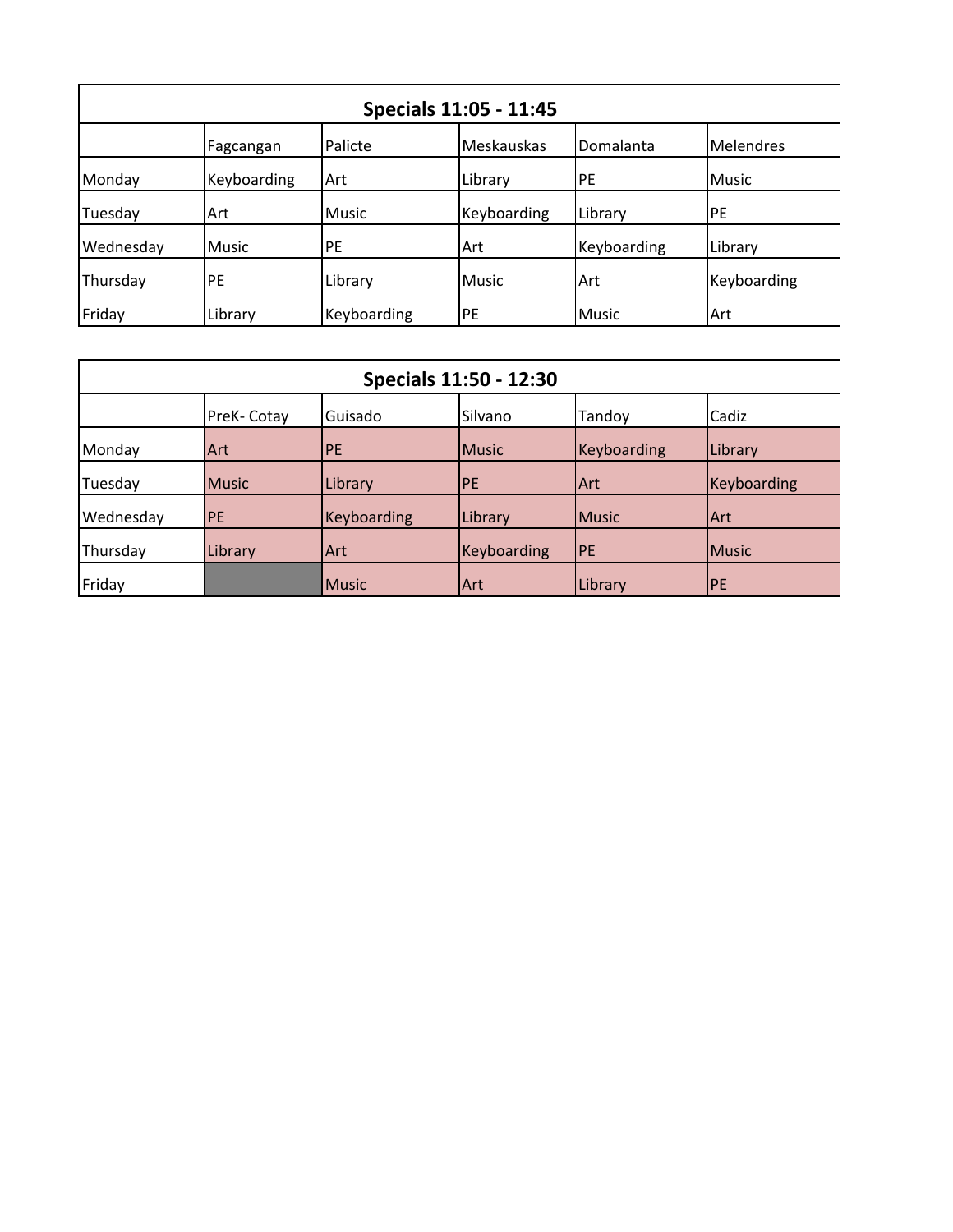| Specials 11:05 - 11:45 | | | | | |
|---|---|---|---|---|---|
| | Fagcangan | Palicte | Meskauskas | Domalanta | Melendres |
| Monday | Keyboarding | Art | Library | PE | Music |
| Tuesday | Art | Music | Keyboarding | Library | PE |
| Wednesday | Music | PE | Art | Keyboarding | Library |
| Thursday | PE | Library | Music | Art | Keyboarding |
| Friday | Library | Keyboarding | PE | Music | Art |

| Specials 11:50 - 12:30 | | | | | |
|---|---|---|---|---|---|
| | PreK- Cotay | Guisado | Silvano | Tandoy | Cadiz |
| Monday | Art | PE | Music | Keyboarding | Library |
| Tuesday | Music | Library | PE | Art | Keyboarding |
| Wednesday | PE | Keyboarding | Library | Music | Art |
| Thursday | Library | Art | Keyboarding | PE | Music |
| Friday | | Music | Art | Library | PE |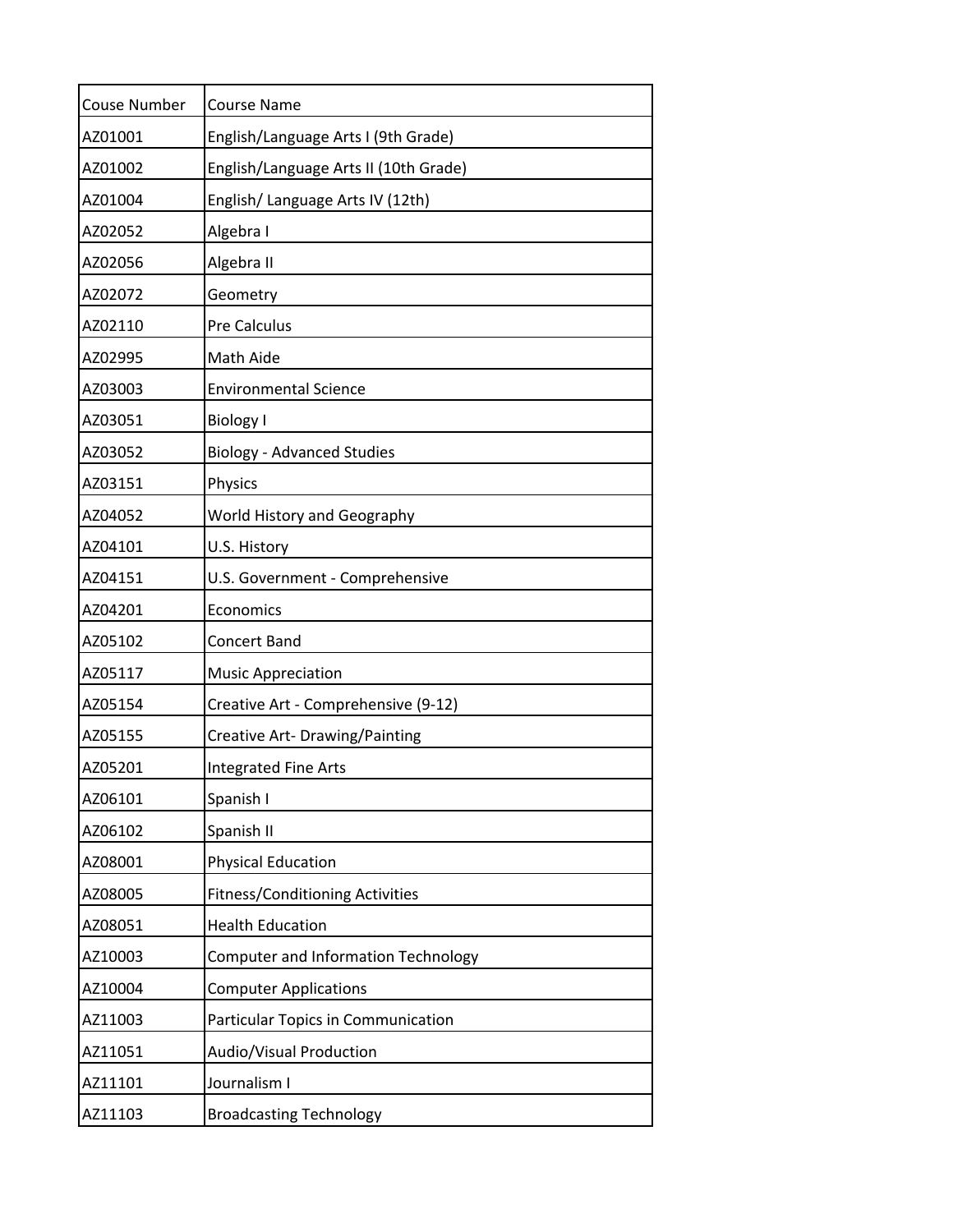| Couse Number | Course Name |
|---|---|
| AZ01001 | English/Language Arts I (9th Grade) |
| AZ01002 | English/Language Arts II (10th Grade) |
| AZ01004 | English/ Language Arts IV (12th) |
| AZ02052 | Algebra I |
| AZ02056 | Algebra II |
| AZ02072 | Geometry |
| AZ02110 | Pre Calculus |
| AZ02995 | Math Aide |
| AZ03003 | Environmental Science |
| AZ03051 | Biology I |
| AZ03052 | Biology - Advanced Studies |
| AZ03151 | Physics |
| AZ04052 | World History and Geography |
| AZ04101 | U.S. History |
| AZ04151 | U.S. Government - Comprehensive |
| AZ04201 | Economics |
| AZ05102 | Concert Band |
| AZ05117 | Music Appreciation |
| AZ05154 | Creative Art - Comprehensive (9-12) |
| AZ05155 | Creative Art- Drawing/Painting |
| AZ05201 | Integrated Fine Arts |
| AZ06101 | Spanish I |
| AZ06102 | Spanish II |
| AZ08001 | Physical Education |
| AZ08005 | Fitness/Conditioning Activities |
| AZ08051 | Health Education |
| AZ10003 | Computer and Information Technology |
| AZ10004 | Computer Applications |
| AZ11003 | Particular Topics in Communication |
| AZ11051 | Audio/Visual Production |
| AZ11101 | Journalism I |
| AZ11103 | Broadcasting Technology |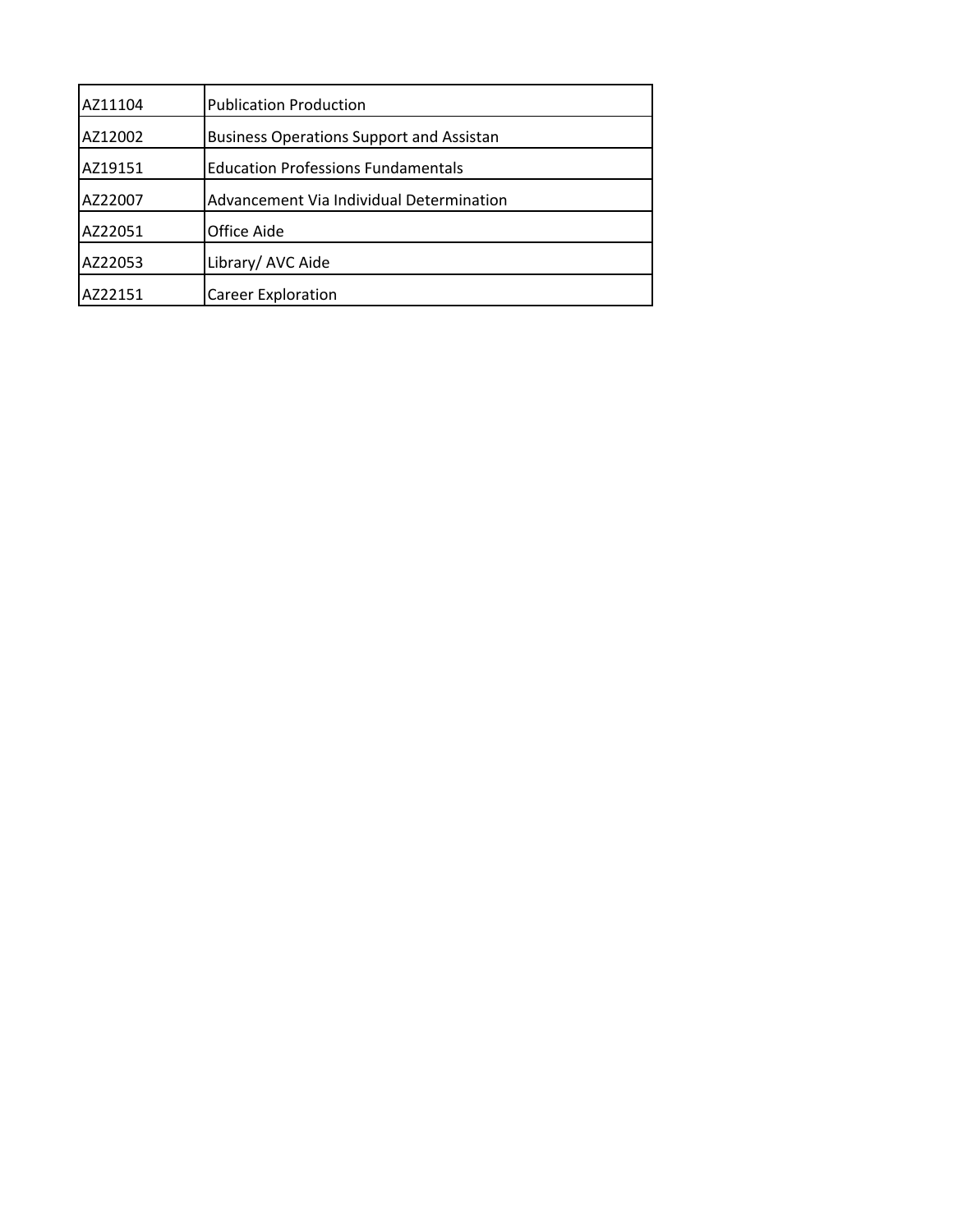| | |
|---|---|
| AZ11104 | Publication Production |
| AZ12002 | Business Operations Support and Assistan |
| AZ19151 | Education Professions Fundamentals |
| AZ22007 | Advancement Via Individual Determination |
| AZ22051 | Office Aide |
| AZ22053 | Library/ AVC Aide |
| AZ22151 | Career Exploration |